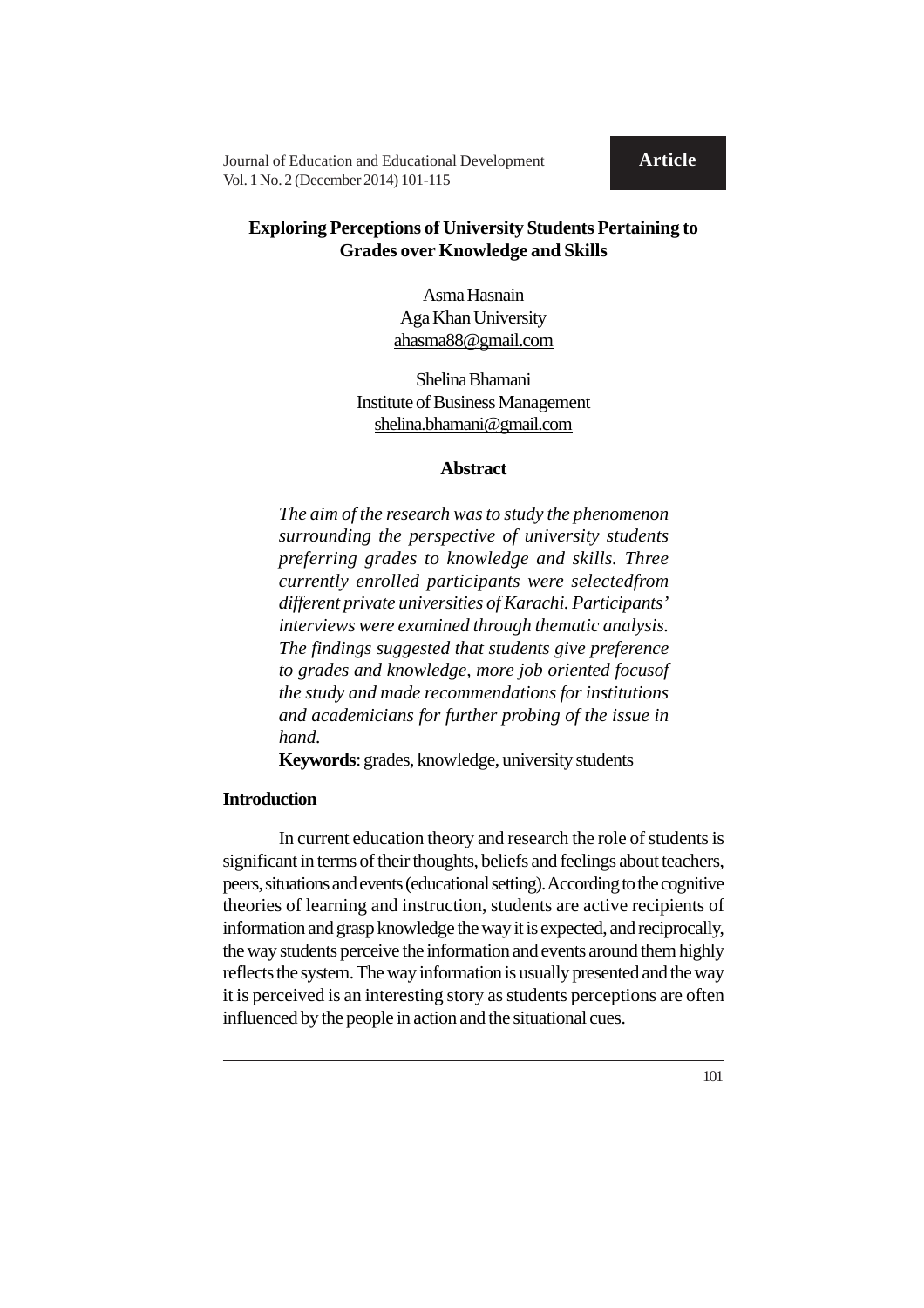# Exploring Perceptions of University Students Pertaining to Grades over Knowledge and Skills

Asma Hasnain
Aga Khan University
ahasma88@gmail.com

Shelina Bhamani
Institute of Business Management
shelina.bhamani@gmail.com

## Abstract

*The aim of the research was to study the phenomenon surrounding the perspective of university students preferring grades to knowledge and skills. Three currently enrolled participants were selectedfrom different private universities of Karachi. Participants' interviews were examined through thematic analysis. The findings suggested that students give preference to grades and knowledge, more job oriented focusof the study and made recommendations for institutions and academicians for further probing of the issue in hand.*

**Keywords**: grades, knowledge, university students

## Introduction

In current education theory and research the role of students is significant in terms of their thoughts, beliefs and feelings about teachers, peers, situations and events (educational setting). According to the cognitive theories of learning and instruction, students are active recipients of information and grasp knowledge the way it is expected, and reciprocally, the way students perceive the information and events around them highly reflects the system. The way information is usually presented and the way it is perceived is an interesting story as students perceptions are often influenced by the people in action and the situational cues.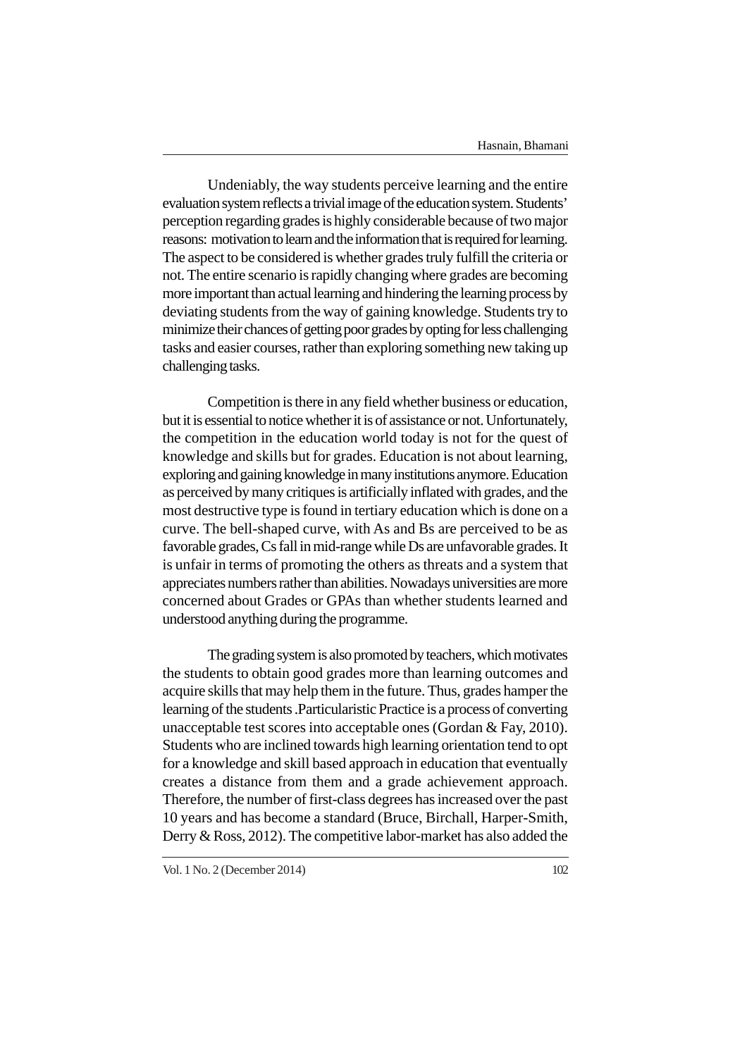Undeniably, the way students perceive learning and the entire evaluation system reflects a trivial image of the education system. Students' perception regarding grades is highly considerable because of two major reasons: motivation to learn and the information that is required for learning. The aspect to be considered is whether grades truly fulfill the criteria or not. The entire scenario is rapidly changing where grades are becoming more important than actual learning and hindering the learning process by deviating students from the way of gaining knowledge. Students try to minimize their chances of getting poor grades by opting for less challenging tasks and easier courses, rather than exploring something new taking up challenging tasks.

Competition is there in any field whether business or education, but it is essential to notice whether it is of assistance or not. Unfortunately, the competition in the education world today is not for the quest of knowledge and skills but for grades. Education is not about learning, exploring and gaining knowledge in many institutions anymore. Education as perceived by many critiques is artificially inflated with grades, and the most destructive type is found in tertiary education which is done on a curve. The bell-shaped curve, with As and Bs are perceived to be as favorable grades, Cs fall in mid-range while Ds are unfavorable grades. It is unfair in terms of promoting the others as threats and a system that appreciates numbers rather than abilities. Nowadays universities are more concerned about Grades or GPAs than whether students learned and understood anything during the programme.

The grading system is also promoted by teachers, which motivates the students to obtain good grades more than learning outcomes and acquire skills that may help them in the future. Thus, grades hamper the learning of the students .Particularistic Practice is a process of converting unacceptable test scores into acceptable ones (Gordan & Fay, 2010). Students who are inclined towards high learning orientation tend to opt for a knowledge and skill based approach in education that eventually creates a distance from them and a grade achievement approach. Therefore, the number of first-class degrees has increased over the past 10 years and has become a standard (Bruce, Birchall, Harper-Smith, Derry & Ross, 2012). The competitive labor-market has also added the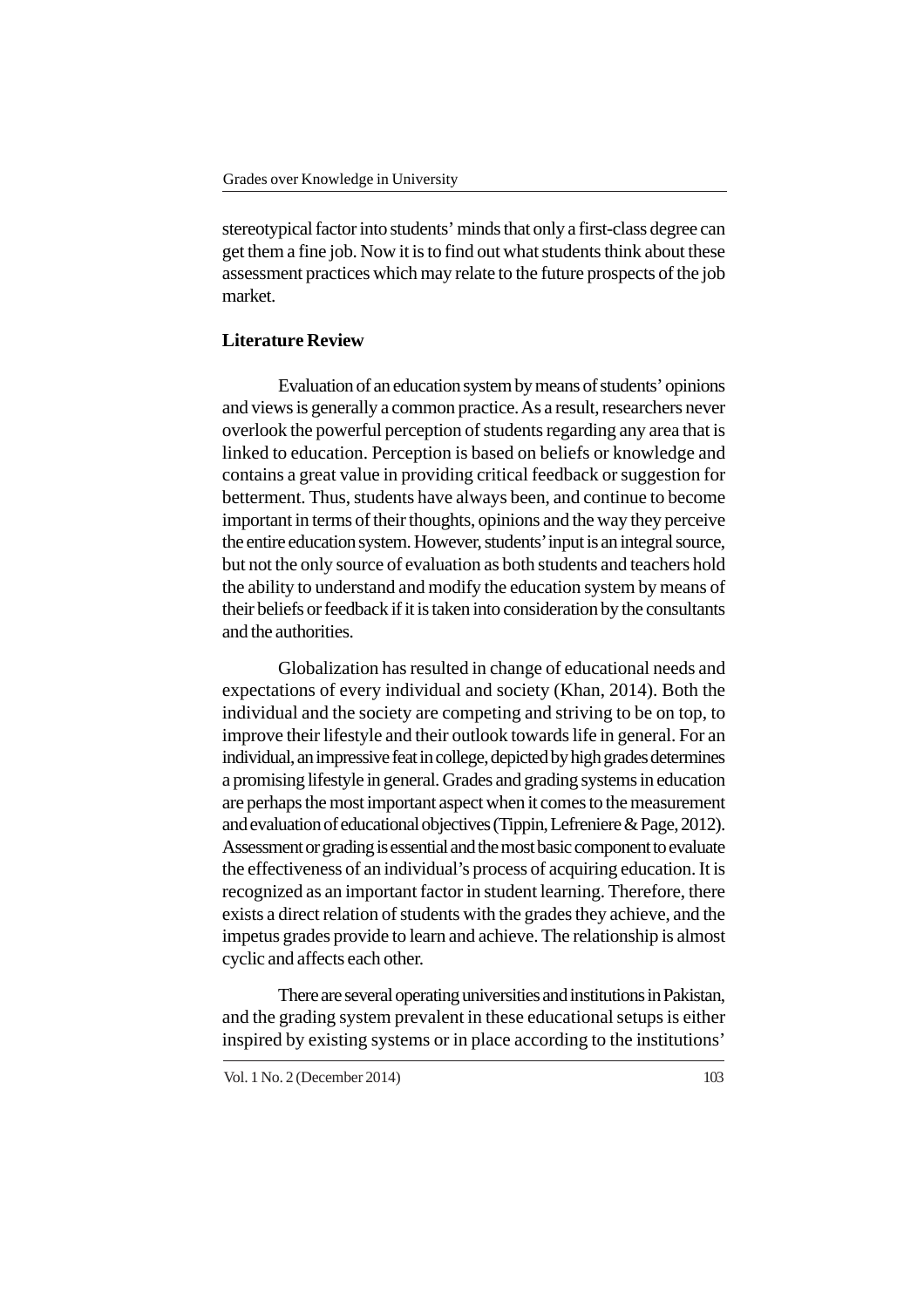stereotypical factor into students' minds that only a first-class degree can get them a fine job. Now it is to find out what students think about these assessment practices which may relate to the future prospects of the job market.

## Literature Review

Evaluation of an education system by means of students' opinions and views is generally a common practice. As a result, researchers never overlook the powerful perception of students regarding any area that is linked to education. Perception is based on beliefs or knowledge and contains a great value in providing critical feedback or suggestion for betterment. Thus, students have always been, and continue to become important in terms of their thoughts, opinions and the way they perceive the entire education system. However, students' input is an integral source, but not the only source of evaluation as both students and teachers hold the ability to understand and modify the education system by means of their beliefs or feedback if it is taken into consideration by the consultants and the authorities.

Globalization has resulted in change of educational needs and expectations of every individual and society (Khan, 2014). Both the individual and the society are competing and striving to be on top, to improve their lifestyle and their outlook towards life in general. For an individual, an impressive feat in college, depicted by high grades determines a promising lifestyle in general. Grades and grading systems in education are perhaps the most important aspect when it comes to the measurement and evaluation of educational objectives (Tippin, Lefreniere & Page, 2012). Assessment or grading is essential and the most basic component to evaluate the effectiveness of an individual's process of acquiring education. It is recognized as an important factor in student learning. Therefore, there exists a direct relation of students with the grades they achieve, and the impetus grades provide to learn and achieve. The relationship is almost cyclic and affects each other.

There are several operating universities and institutions in Pakistan, and the grading system prevalent in these educational setups is either inspired by existing systems or in place according to the institutions'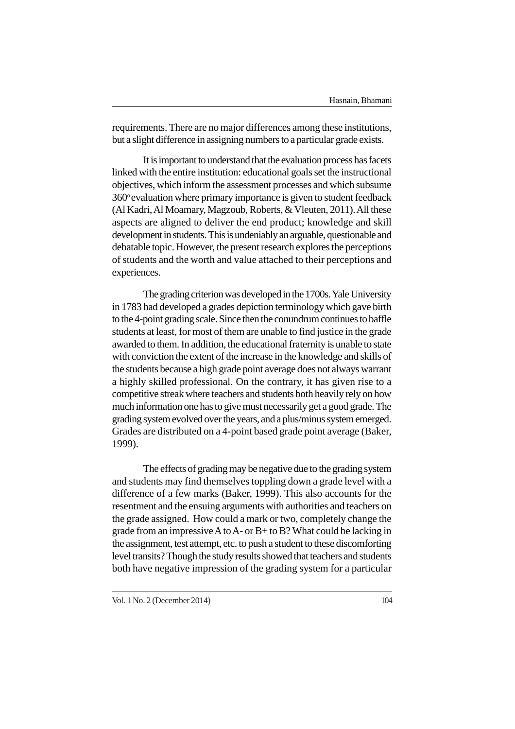requirements. There are no major differences among these institutions, but a slight difference in assigning numbers to a particular grade exists.

It is important to understand that the evaluation process has facets linked with the entire institution: educational goals set the instructional objectives, which inform the assessment processes and which subsume $360^{o}$ evaluation where primary importance is given to student feedback (Al Kadri, Al Moamary, Magzoub, Roberts, & Vleuten, 2011). All these aspects are aligned to deliver the end product; knowledge and skill development in students. This is undeniably an arguable, questionable and debatable topic. However, the present research explores the perceptions of students and the worth and value attached to their perceptions and experiences.

The grading criterion was developed in the 1700s. Yale University in 1783 had developed a grades depiction terminology which gave birth to the 4-point grading scale. Since then the conundrum continues to baffle students at least, for most of them are unable to find justice in the grade awarded to them. In addition, the educational fraternity is unable to state with conviction the extent of the increase in the knowledge and skills of the students because a high grade point average does not always warrant a highly skilled professional. On the contrary, it has given rise to a competitive streak where teachers and students both heavily rely on how much information one has to give must necessarily get a good grade. The grading system evolved over the years, and a plus/minus system emerged. Grades are distributed on a 4-point based grade point average (Baker, 1999).

The effects of grading may be negative due to the grading system and students may find themselves toppling down a grade level with a difference of a few marks (Baker, 1999). This also accounts for the resentment and the ensuing arguments with authorities and teachers on the grade assigned. How could a mark or two, completely change the grade from an impressive A to A- or B+ to B? What could be lacking in the assignment, test attempt, etc. to push a student to these discomforting level transits? Though the study results showed that teachers and students both have negative impression of the grading system for a particular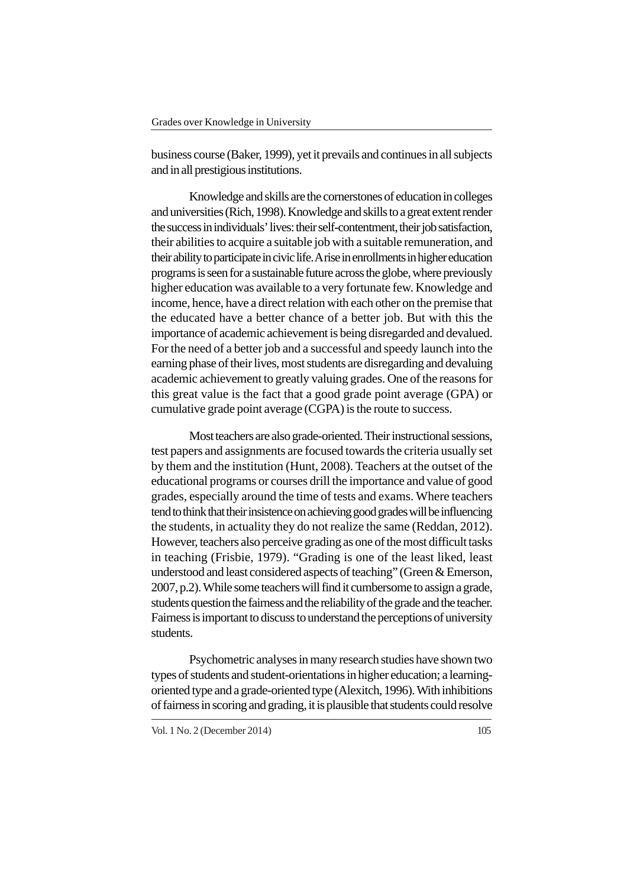business course (Baker, 1999), yet it prevails and continues in all subjects and in all prestigious institutions.

Knowledge and skills are the cornerstones of education in colleges and universities (Rich, 1998). Knowledge and skills to a great extent render the success in individuals' lives: their self-contentment, their job satisfaction, their abilities to acquire a suitable job with a suitable remuneration, and their ability to participate in civic life. A rise in enrollments in higher education programs is seen for a sustainable future across the globe, where previously higher education was available to a very fortunate few. Knowledge and income, hence, have a direct relation with each other on the premise that the educated have a better chance of a better job. But with this the importance of academic achievement is being disregarded and devalued. For the need of a better job and a successful and speedy launch into the earning phase of their lives, most students are disregarding and devaluing academic achievement to greatly valuing grades. One of the reasons for this great value is the fact that a good grade point average (GPA) or cumulative grade point average (CGPA) is the route to success.

Most teachers are also grade-oriented. Their instructional sessions, test papers and assignments are focused towards the criteria usually set by them and the institution (Hunt, 2008). Teachers at the outset of the educational programs or courses drill the importance and value of good grades, especially around the time of tests and exams. Where teachers tend to think that their insistence on achieving good grades will be influencing the students, in actuality they do not realize the same (Reddan, 2012). However, teachers also perceive grading as one of the most difficult tasks in teaching (Frisbie, 1979). "Grading is one of the least liked, least understood and least considered aspects of teaching" (Green & Emerson, 2007, p.2). While some teachers will find it cumbersome to assign a grade, students question the fairness and the reliability of the grade and the teacher. Fairness is important to discuss to understand the perceptions of university students.

Psychometric analyses in many research studies have shown two types of students and student-orientations in higher education; a learning-oriented type and a grade-oriented type (Alexitch, 1996). With inhibitions of fairness in scoring and grading, it is plausible that students could resolve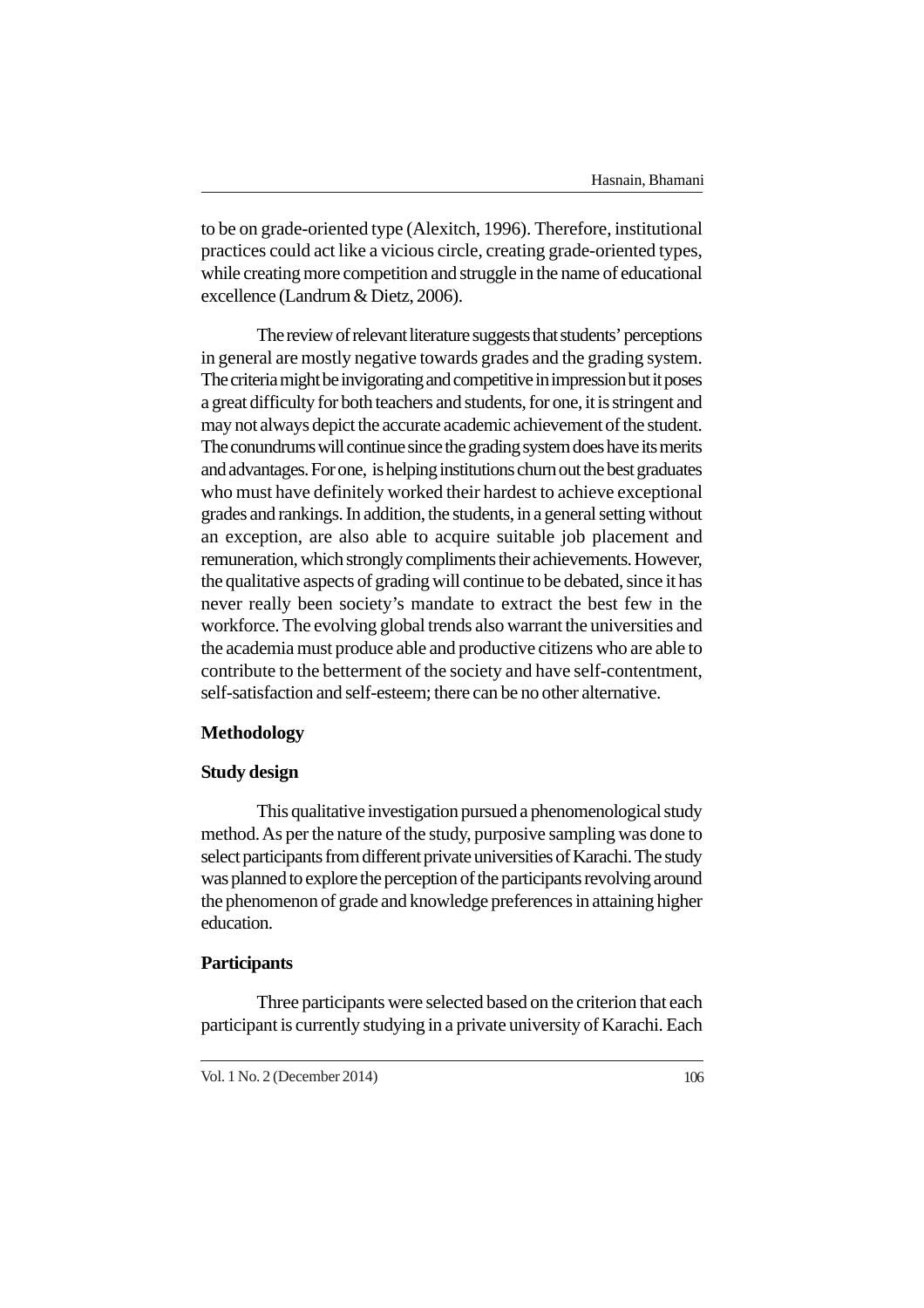to be on grade-oriented type (Alexitch, 1996). Therefore, institutional practices could act like a vicious circle, creating grade-oriented types, while creating more competition and struggle in the name of educational excellence (Landrum & Dietz, 2006).

The review of relevant literature suggests that students' perceptions in general are mostly negative towards grades and the grading system. The criteria might be invigorating and competitive in impression but it poses a great difficulty for both teachers and students, for one, it is stringent and may not always depict the accurate academic achievement of the student. The conundrums will continue since the grading system does have its merits and advantages. For one, is helping institutions churn out the best graduates who must have definitely worked their hardest to achieve exceptional grades and rankings. In addition, the students, in a general setting without an exception, are also able to acquire suitable job placement and remuneration, which strongly compliments their achievements. However, the qualitative aspects of grading will continue to be debated, since it has never really been society's mandate to extract the best few in the workforce. The evolving global trends also warrant the universities and the academia must produce able and productive citizens who are able to contribute to the betterment of the society and have self-contentment, self-satisfaction and self-esteem; there can be no other alternative.

## Methodology

### Study design

This qualitative investigation pursued a phenomenological study method. As per the nature of the study, purposive sampling was done to select participants from different private universities of Karachi. The study was planned to explore the perception of the participants revolving around the phenomenon of grade and knowledge preferences in attaining higher education.

### Participants

Three participants were selected based on the criterion that each participant is currently studying in a private university of Karachi. Each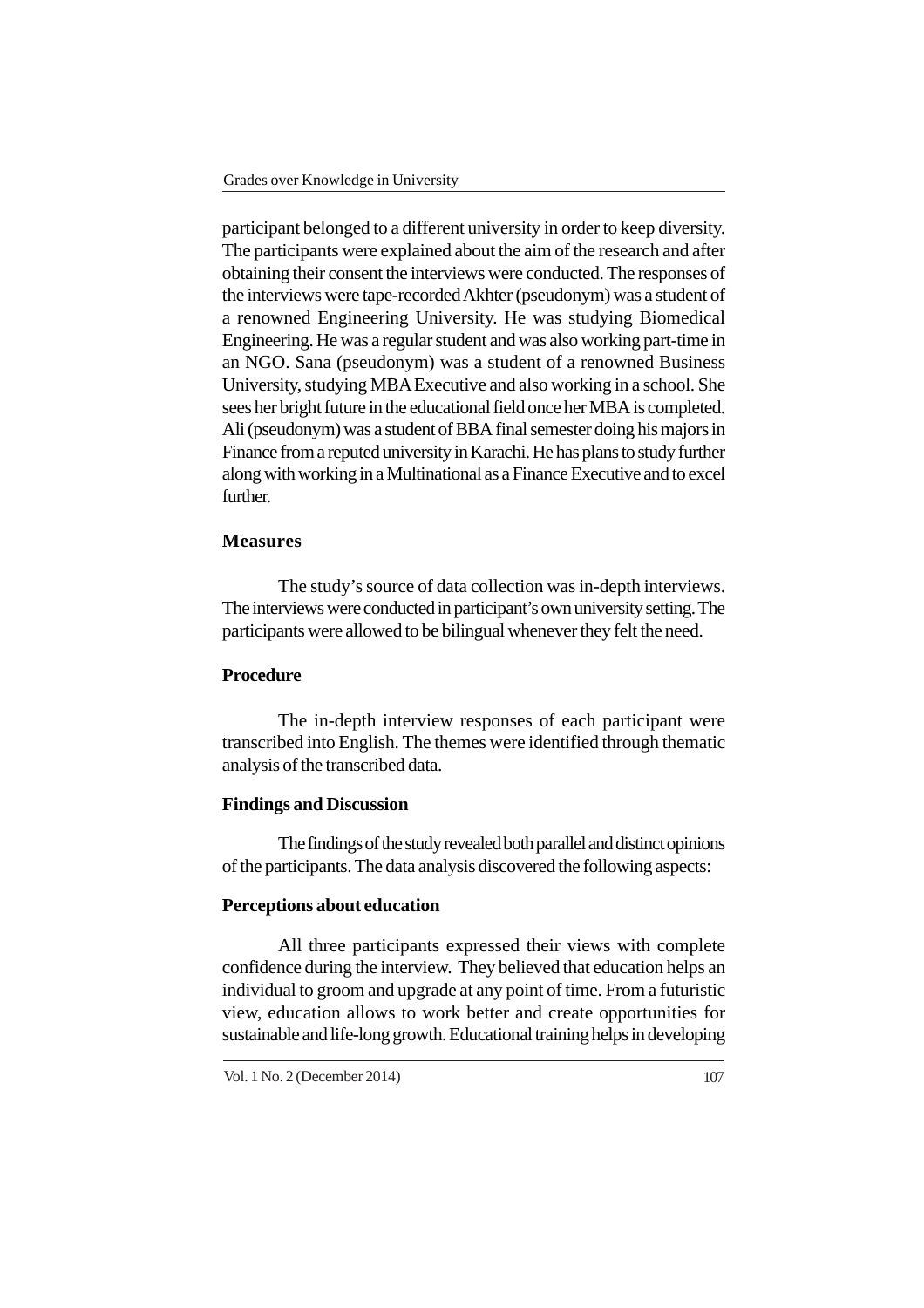participant belonged to a different university in order to keep diversity. The participants were explained about the aim of the research and after obtaining their consent the interviews were conducted. The responses of the interviews were tape-recorded Akhter (pseudonym) was a student of a renowned Engineering University. He was studying Biomedical Engineering. He was a regular student and was also working part-time in an NGO. Sana (pseudonym) was a student of a renowned Business University, studying MBA Executive and also working in a school. She sees her bright future in the educational field once her MBA is completed. Ali (pseudonym) was a student of BBA final semester doing his majors in Finance from a reputed university in Karachi. He has plans to study further along with working in a Multinational as a Finance Executive and to excel further.

## Measures

The study's source of data collection was in-depth interviews. The interviews were conducted in participant's own university setting. The participants were allowed to be bilingual whenever they felt the need.

## Procedure

The in-depth interview responses of each participant were transcribed into English. The themes were identified through thematic analysis of the transcribed data.

## Findings and Discussion

The findings of the study revealed both parallel and distinct opinions of the participants. The data analysis discovered the following aspects:

### Perceptions about education

All three participants expressed their views with complete confidence during the interview. They believed that education helps an individual to groom and upgrade at any point of time. From a futuristic view, education allows to work better and create opportunities for sustainable and life-long growth. Educational training helps in developing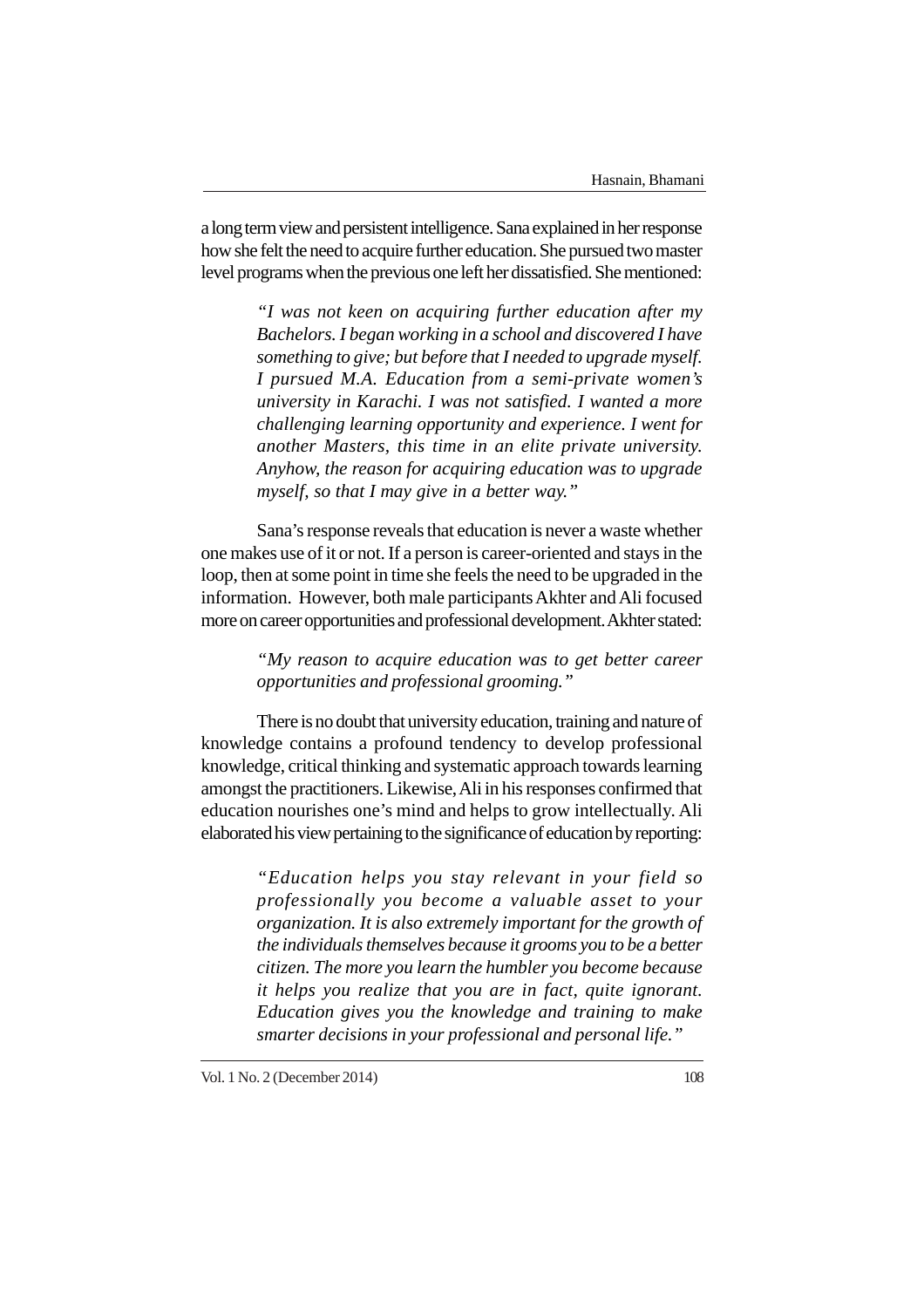a long term view and persistent intelligence. Sana explained in her response how she felt the need to acquire further education. She pursued two master level programs when the previous one left her dissatisfied. She mentioned:

> *"I was not keen on acquiring further education after my Bachelors. I began working in a school and discovered I have something to give; but before that I needed to upgrade myself. I pursued M.A. Education from a semi-private women's university in Karachi. I was not satisfied. I wanted a more challenging learning opportunity and experience. I went for another Masters, this time in an elite private university. Anyhow, the reason for acquiring education was to upgrade myself, so that I may give in a better way."*

Sana's response reveals that education is never a waste whether one makes use of it or not. If a person is career-oriented and stays in the loop, then at some point in time she feels the need to be upgraded in the information. However, both male participants Akhter and Ali focused more on career opportunities and professional development. Akhter stated:

> *"My reason to acquire education was to get better career opportunities and professional grooming."*

There is no doubt that university education, training and nature of knowledge contains a profound tendency to develop professional knowledge, critical thinking and systematic approach towards learning amongst the practitioners. Likewise, Ali in his responses confirmed that education nourishes one's mind and helps to grow intellectually. Ali elaborated his view pertaining to the significance of education by reporting:

> *"Education helps you stay relevant in your field so professionally you become a valuable asset to your organization. It is also extremely important for the growth of the individuals themselves because it grooms you to be a better citizen. The more you learn the humbler you become because it helps you realize that you are in fact, quite ignorant. Education gives you the knowledge and training to make smarter decisions in your professional and personal life."*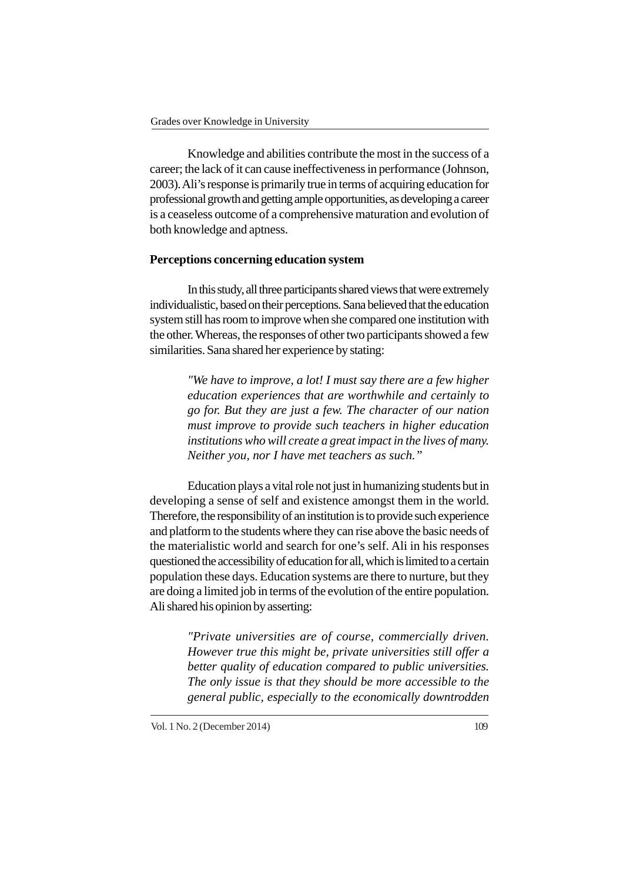Knowledge and abilities contribute the most in the success of a career; the lack of it can cause ineffectiveness in performance (Johnson, 2003). Ali's response is primarily true in terms of acquiring education for professional growth and getting ample opportunities, as developing a career is a ceaseless outcome of a comprehensive maturation and evolution of both knowledge and aptness.

**Perceptions concerning education system**

In this study, all three participants shared views that were extremely individualistic, based on their perceptions. Sana believed that the education system still has room to improve when she compared one institution with the other. Whereas, the responses of other two participants showed a few similarities. Sana shared her experience by stating:

> *"We have to improve, a lot! I must say there are a few higher education experiences that are worthwhile and certainly to go for. But they are just a few. The character of our nation must improve to provide such teachers in higher education institutions who will create a great impact in the lives of many. Neither you, nor I have met teachers as such."*

Education plays a vital role not just in humanizing students but in developing a sense of self and existence amongst them in the world. Therefore, the responsibility of an institution is to provide such experience and platform to the students where they can rise above the basic needs of the materialistic world and search for one's self. Ali in his responses questioned the accessibility of education for all, which is limited to a certain population these days. Education systems are there to nurture, but they are doing a limited job in terms of the evolution of the entire population. Ali shared his opinion by asserting:

> *"Private universities are of course, commercially driven. However true this might be, private universities still offer a better quality of education compared to public universities. The only issue is that they should be more accessible to the general public, especially to the economically downtrodden*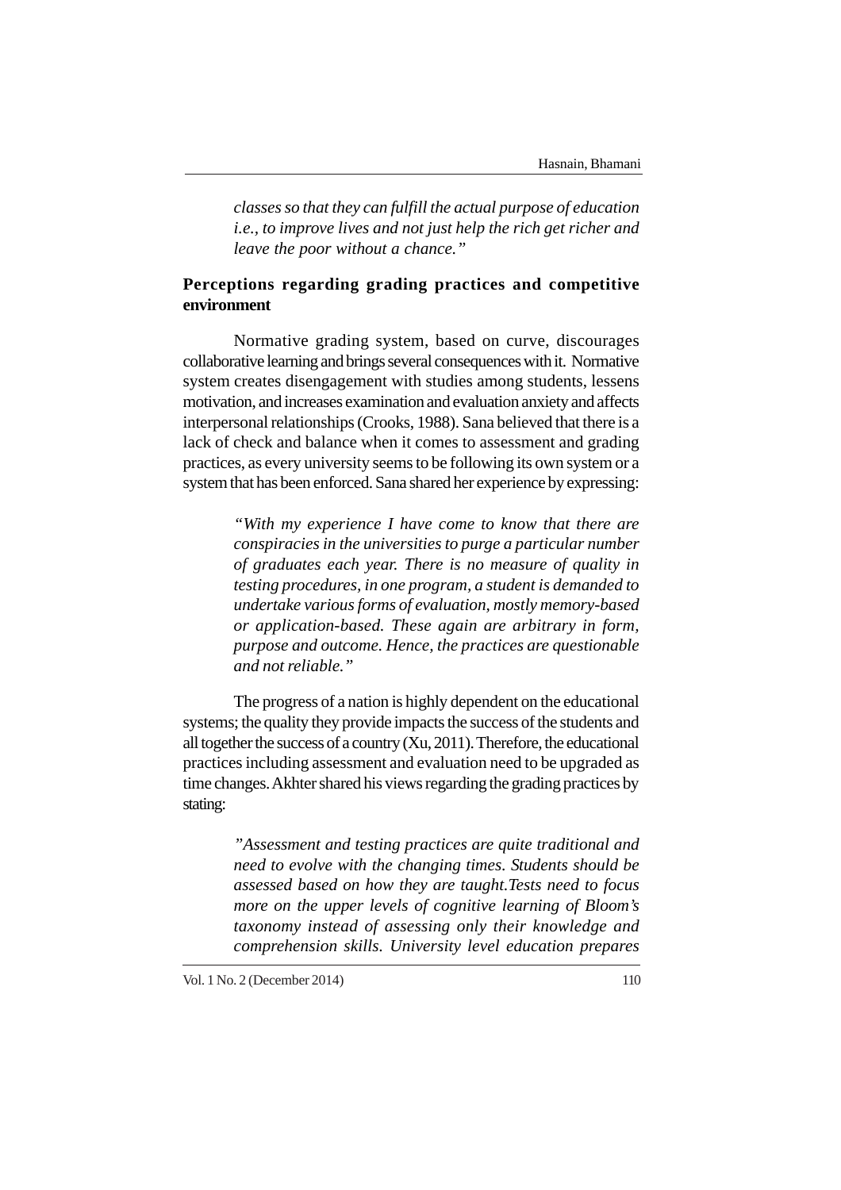*classes so that they can fulfill the actual purpose of education i.e., to improve lives and not just help the rich get richer and leave the poor without a chance."*

## Perceptions regarding grading practices and competitive environment

Normative grading system, based on curve, discourages collaborative learning and brings several consequences with it. Normative system creates disengagement with studies among students, lessens motivation, and increases examination and evaluation anxiety and affects interpersonal relationships (Crooks, 1988). Sana believed that there is a lack of check and balance when it comes to assessment and grading practices, as every university seems to be following its own system or a system that has been enforced. Sana shared her experience by expressing:

> *"With my experience I have come to know that there are conspiracies in the universities to purge a particular number of graduates each year. There is no measure of quality in testing procedures, in one program, a student is demanded to undertake various forms of evaluation, mostly memory-based or application-based. These again are arbitrary in form, purpose and outcome. Hence, the practices are questionable and not reliable."*

The progress of a nation is highly dependent on the educational systems; the quality they provide impacts the success of the students and all together the success of a country (Xu, 2011). Therefore, the educational practices including assessment and evaluation need to be upgraded as time changes. Akhter shared his views regarding the grading practices by stating:

> *"Assessment and testing practices are quite traditional and need to evolve with the changing times. Students should be assessed based on how they are taught.Tests need to focus more on the upper levels of cognitive learning of Bloom's taxonomy instead of assessing only their knowledge and comprehension skills. University level education prepares*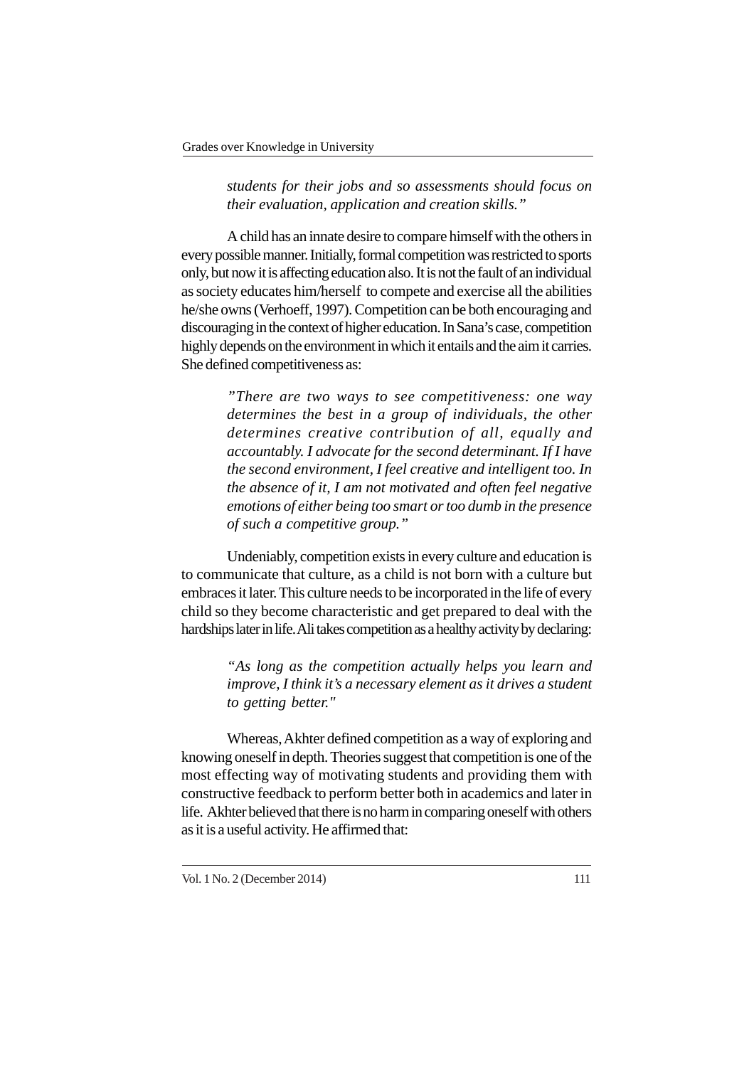> *students for their jobs and so assessments should focus on their evaluation, application and creation skills."*

A child has an innate desire to compare himself with the others in every possible manner. Initially, formal competition was restricted to sports only, but now it is affecting education also. It is not the fault of an individual as society educates him/herself to compete and exercise all the abilities he/she owns (Verhoeff, 1997). Competition can be both encouraging and discouraging in the context of higher education. In Sana's case, competition highly depends on the environment in which it entails and the aim it carries. She defined competitiveness as:

> *"There are two ways to see competitiveness: one way determines the best in a group of individuals, the other determines creative contribution of all, equally and accountably. I advocate for the second determinant. If I have the second environment, I feel creative and intelligent too. In the absence of it, I am not motivated and often feel negative emotions of either being too smart or too dumb in the presence of such a competitive group."*

Undeniably, competition exists in every culture and education is to communicate that culture, as a child is not born with a culture but embraces it later. This culture needs to be incorporated in the life of every child so they become characteristic and get prepared to deal with the hardships later in life. Ali takes competition as a healthy activity by declaring:

> *"As long as the competition actually helps you learn and improve, I think it's a necessary element as it drives a student to getting better."*

Whereas, Akhter defined competition as a way of exploring and knowing oneself in depth. Theories suggest that competition is one of the most effecting way of motivating students and providing them with constructive feedback to perform better both in academics and later in life. Akhter believed that there is no harm in comparing oneself with others as it is a useful activity. He affirmed that: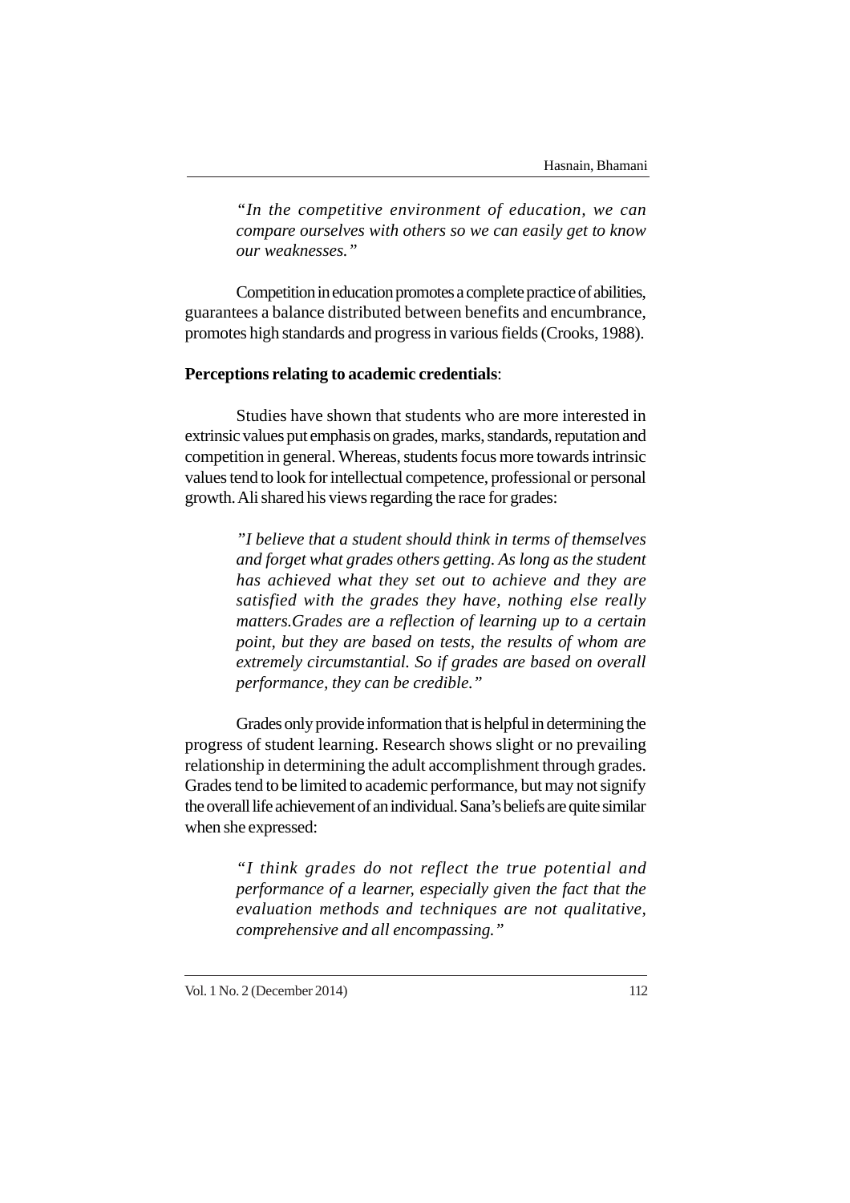*"In the competitive environment of education, we can compare ourselves with others so we can easily get to know our weaknesses."*

Competition in education promotes a complete practice of abilities, guarantees a balance distributed between benefits and encumbrance, promotes high standards and progress in various fields (Crooks, 1988).

**Perceptions relating to academic credentials**:

Studies have shown that students who are more interested in extrinsic values put emphasis on grades, marks, standards, reputation and competition in general. Whereas, students focus more towards intrinsic values tend to look for intellectual competence, professional or personal growth. Ali shared his views regarding the race for grades:

*"I believe that a student should think in terms of themselves and forget what grades others getting. As long as the student has achieved what they set out to achieve and they are satisfied with the grades they have, nothing else really matters.Grades are a reflection of learning up to a certain point, but they are based on tests, the results of whom are extremely circumstantial. So if grades are based on overall performance, they can be credible."*

Grades only provide information that is helpful in determining the progress of student learning. Research shows slight or no prevailing relationship in determining the adult accomplishment through grades. Grades tend to be limited to academic performance, but may not signify the overall life achievement of an individual. Sana's beliefs are quite similar when she expressed:

*"I think grades do not reflect the true potential and performance of a learner, especially given the fact that the evaluation methods and techniques are not qualitative, comprehensive and all encompassing."*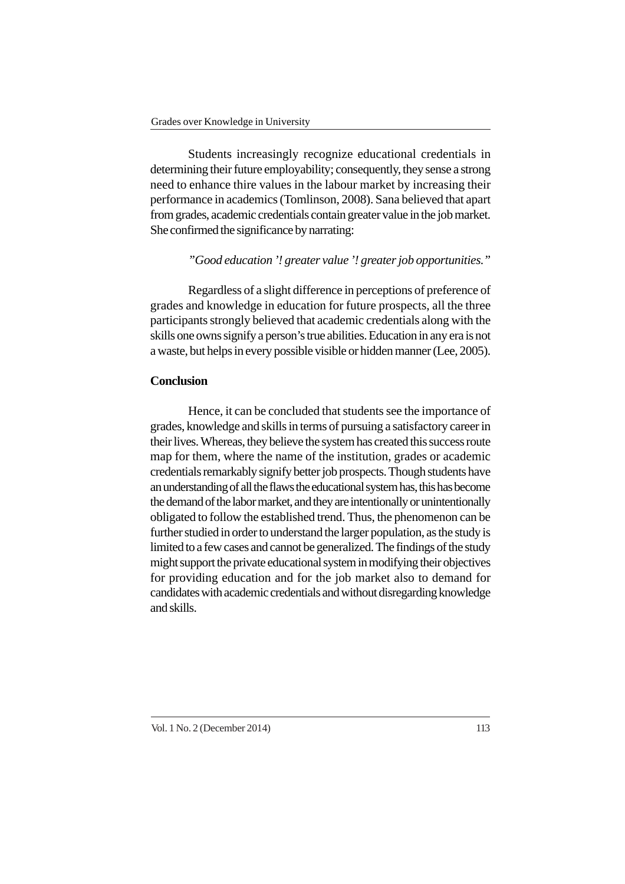Students increasingly recognize educational credentials in determining their future employability; consequently, they sense a strong need to enhance thire values in the labour market by increasing their performance in academics (Tomlinson, 2008). Sana believed that apart from grades, academic credentials contain greater value in the job market. She confirmed the significance by narrating:

*"Good education '! greater value '! greater job opportunities."*

Regardless of a slight difference in perceptions of preference of grades and knowledge in education for future prospects, all the three participants strongly believed that academic credentials along with the skills one owns signify a person's true abilities. Education in any era is not a waste, but helps in every possible visible or hidden manner (Lee, 2005).

**Conclusion**

Hence, it can be concluded that students see the importance of grades, knowledge and skills in terms of pursuing a satisfactory career in their lives. Whereas, they believe the system has created this success route map for them, where the name of the institution, grades or academic credentials remarkably signify better job prospects. Though students have an understanding of all the flaws the educational system has, this has become the demand of the labor market, and they are intentionally or unintentionally obligated to follow the established trend. Thus, the phenomenon can be further studied in order to understand the larger population, as the study is limited to a few cases and cannot be generalized. The findings of the study might support the private educational system in modifying their objectives for providing education and for the job market also to demand for candidates with academic credentials and without disregarding knowledge and skills.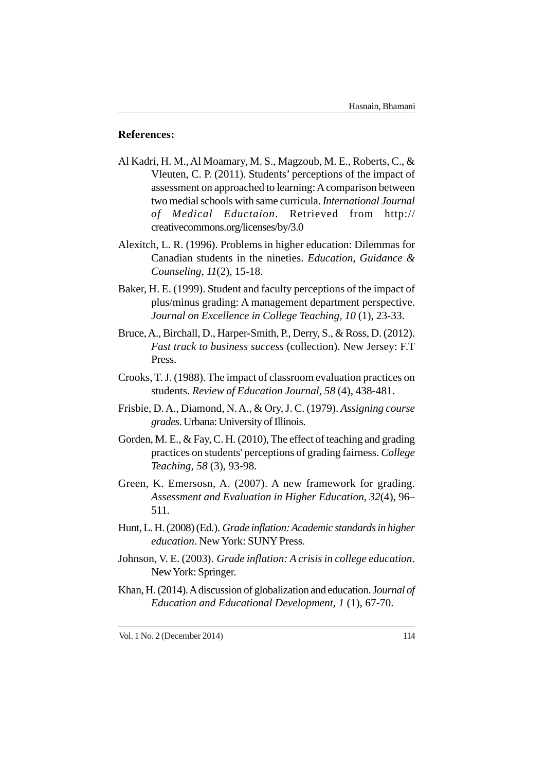**References:**

Al Kadri, H. M., Al Moamary, M. S., Magzoub, M. E., Roberts, C., & Vleuten, C. P. (2011). Students' perceptions of the impact of assessment on approached to learning: A comparison between two medial schools with same curricula. *International Journal of Medical Eductaion*. Retrieved from http://creativecommons.org/licenses/by/3.0

Alexitch, L. R. (1996). Problems in higher education: Dilemmas for Canadian students in the nineties. *Education, Guidance & Counseling, 11*(2), 15-18.

Baker, H. E. (1999). Student and faculty perceptions of the impact of plus/minus grading: A management department perspective. *Journal on Excellence in College Teaching, 10* (1), 23-33.

Bruce, A., Birchall, D., Harper-Smith, P., Derry, S., & Ross, D. (2012). *Fast track to business success* (collection). New Jersey: F.T Press.

Crooks, T. J. (1988). The impact of classroom evaluation practices on students. *Review of Education Journal, 58* (4), 438-481.

Frisbie, D. A., Diamond, N. A., & Ory, J. C. (1979). *Assigning course grades*. Urbana: University of Illinois.

Gorden, M. E., & Fay, C. H. (2010), The effect of teaching and grading practices on students' perceptions of grading fairness. *College Teaching, 58* (3), 93-98.

Green, K. Emersosn, A. (2007). A new framework for grading. *Assessment and Evaluation in Higher Education*, *32*(4), 96–511.

Hunt, L. H. (2008) (Ed.). *Grade inflation: Academic standards in higher education*. New York: SUNY Press.

Johnson, V. E. (2003). *Grade inflation: A crisis in college education*. New York: Springer.

Khan, H. (2014). A discussion of globalization and education. J*ournal of Education and Educational Development, 1* (1), 67-70.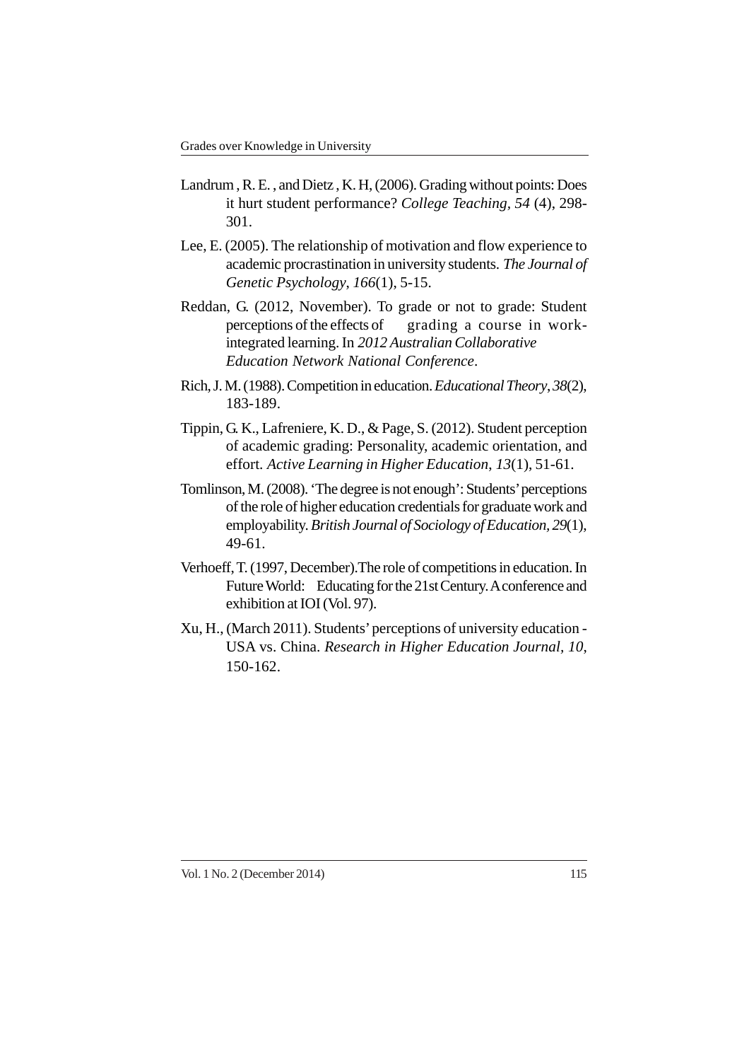Landrum , R. E. , and Dietz , K. H, (2006). Grading without points: Does it hurt student performance? *College Teaching*, *54* (4), 298-301.

Lee, E. (2005). The relationship of motivation and flow experience to academic procrastination in university students. *The Journal of Genetic Psychology*, *166*(1), 5-15.

Reddan, G. (2012, November). To grade or not to grade: Student perceptions of the effects of grading a course in work-integrated learning. In *2012 Australian Collaborative Education Network National Conference*.

Rich, J. M. (1988). Competition in education. *Educational Theory*, *38*(2), 183-189.

Tippin, G. K., Lafreniere, K. D., & Page, S. (2012). Student perception of academic grading: Personality, academic orientation, and effort. *Active Learning in Higher Education*, *13*(1), 51-61.

Tomlinson, M. (2008). 'The degree is not enough': Students' perceptions of the role of higher education credentials for graduate work and employability. *British Journal of Sociology of Education*, *29*(1), 49-61.

Verhoeff, T. (1997, December).The role of competitions in education. In Future World: Educating for the 21st Century. A conference and exhibition at IOI (Vol. 97).

Xu, H., (March 2011). Students' perceptions of university education - USA vs. China. *Research in Higher Education Journal*, *10*, 150-162.